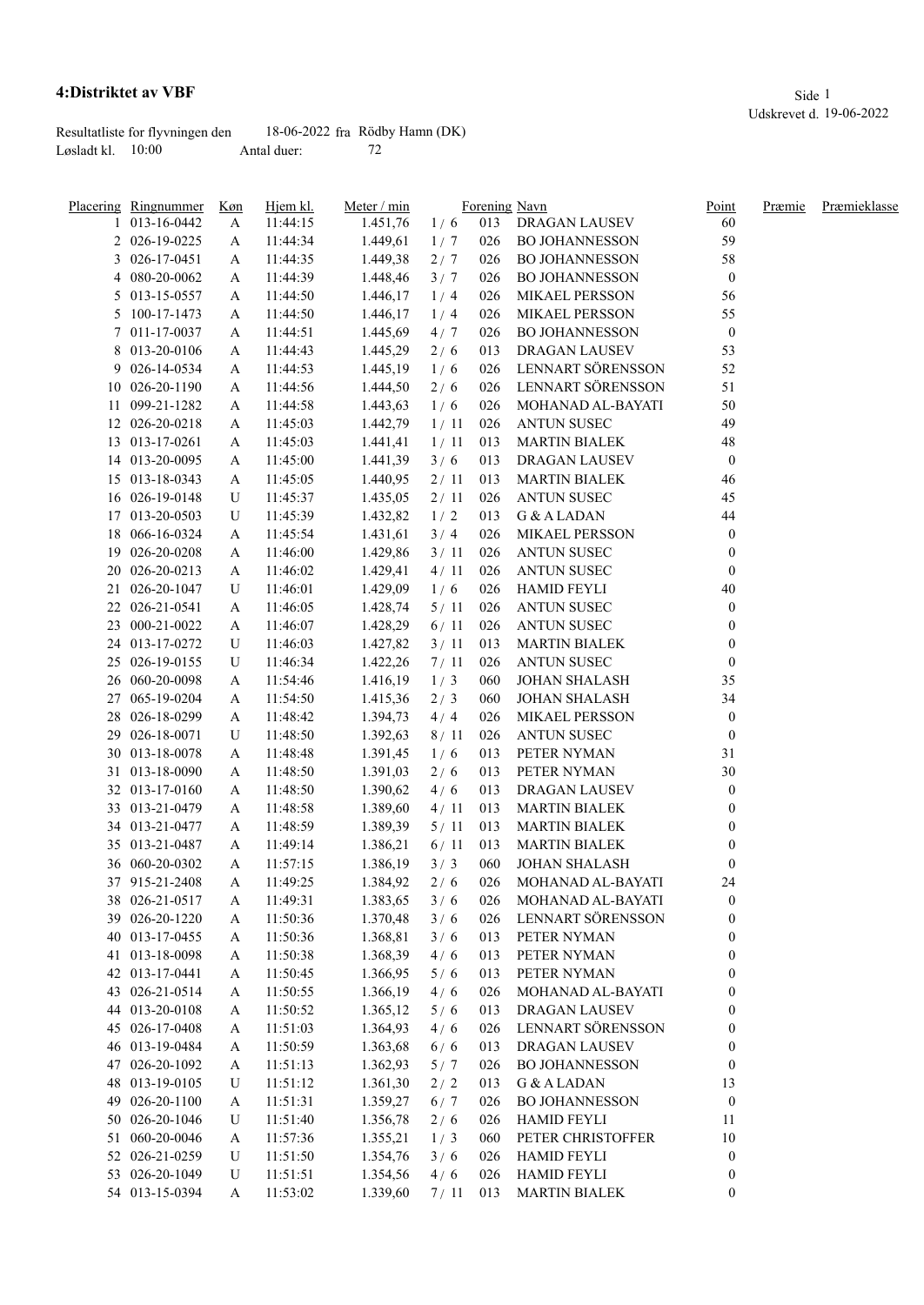# 4:Distriktet av VBF

Udskrevet d. 19-06-2022

Resultatliste for flyvningen den 18-06-2022 fra Rödby Hamn (DK)
Løsladt kl. 10:00 Antal duer: 72

| Placering | Ringnummer | Køn | Hjem kl. | Meter / min | | Forening | Navn | Point | Præmie | Præmieklasse |
|---|---|---|---|---|---|---|---|---|---|---|
| 1 | 013-16-0442 | A | 11:44:15 | 1.451,76 | 1 / 6 | 013 | DRAGAN LAUSEV | 60 | | |
| 2 | 026-19-0225 | A | 11:44:34 | 1.449,61 | 1 / 7 | 026 | BO JOHANNESSON | 59 | | |
| 3 | 026-17-0451 | A | 11:44:35 | 1.449,38 | 2 / 7 | 026 | BO JOHANNESSON | 58 | | |
| 4 | 080-20-0062 | A | 11:44:39 | 1.448,46 | 3 / 7 | 026 | BO JOHANNESSON | 0 | | |
| 5 | 013-15-0557 | A | 11:44:50 | 1.446,17 | 1 / 4 | 026 | MIKAEL PERSSON | 56 | | |
| 5 | 100-17-1473 | A | 11:44:50 | 1.446,17 | 1 / 4 | 026 | MIKAEL PERSSON | 55 | | |
| 7 | 011-17-0037 | A | 11:44:51 | 1.445,69 | 4 / 7 | 026 | BO JOHANNESSON | 0 | | |
| 8 | 013-20-0106 | A | 11:44:43 | 1.445,29 | 2 / 6 | 013 | DRAGAN LAUSEV | 53 | | |
| 9 | 026-14-0534 | A | 11:44:53 | 1.445,19 | 1 / 6 | 026 | LENNART SÖRENSSON | 52 | | |
| 10 | 026-20-1190 | A | 11:44:56 | 1.444,50 | 2 / 6 | 026 | LENNART SÖRENSSON | 51 | | |
| 11 | 099-21-1282 | A | 11:44:58 | 1.443,63 | 1 / 6 | 026 | MOHANAD AL-BAYATI | 50 | | |
| 12 | 026-20-0218 | A | 11:45:03 | 1.442,79 | 1 / 11 | 026 | ANTUN SUSEC | 49 | | |
| 13 | 013-17-0261 | A | 11:45:03 | 1.441,41 | 1 / 11 | 013 | MARTIN BIALEK | 48 | | |
| 14 | 013-20-0095 | A | 11:45:00 | 1.441,39 | 3 / 6 | 013 | DRAGAN LAUSEV | 0 | | |
| 15 | 013-18-0343 | A | 11:45:05 | 1.440,95 | 2 / 11 | 013 | MARTIN BIALEK | 46 | | |
| 16 | 026-19-0148 | U | 11:45:37 | 1.435,05 | 2 / 11 | 026 | ANTUN SUSEC | 45 | | |
| 17 | 013-20-0503 | U | 11:45:39 | 1.432,82 | 1 / 2 | 013 | G & A LADAN | 44 | | |
| 18 | 066-16-0324 | A | 11:45:54 | 1.431,61 | 3 / 4 | 026 | MIKAEL PERSSON | 0 | | |
| 19 | 026-20-0208 | A | 11:46:00 | 1.429,86 | 3 / 11 | 026 | ANTUN SUSEC | 0 | | |
| 20 | 026-20-0213 | A | 11:46:02 | 1.429,41 | 4 / 11 | 026 | ANTUN SUSEC | 0 | | |
| 21 | 026-20-1047 | U | 11:46:01 | 1.429,09 | 1 / 6 | 026 | HAMID FEYLI | 40 | | |
| 22 | 026-21-0541 | A | 11:46:05 | 1.428,74 | 5 / 11 | 026 | ANTUN SUSEC | 0 | | |
| 23 | 000-21-0022 | A | 11:46:07 | 1.428,29 | 6 / 11 | 026 | ANTUN SUSEC | 0 | | |
| 24 | 013-17-0272 | U | 11:46:03 | 1.427,82 | 3 / 11 | 013 | MARTIN BIALEK | 0 | | |
| 25 | 026-19-0155 | U | 11:46:34 | 1.422,26 | 7 / 11 | 026 | ANTUN SUSEC | 0 | | |
| 26 | 060-20-0098 | A | 11:54:46 | 1.416,19 | 1 / 3 | 060 | JOHAN SHALASH | 35 | | |
| 27 | 065-19-0204 | A | 11:54:50 | 1.415,36 | 2 / 3 | 060 | JOHAN SHALASH | 34 | | |
| 28 | 026-18-0299 | A | 11:48:42 | 1.394,73 | 4 / 4 | 026 | MIKAEL PERSSON | 0 | | |
| 29 | 026-18-0071 | U | 11:48:50 | 1.392,63 | 8 / 11 | 026 | ANTUN SUSEC | 0 | | |
| 30 | 013-18-0078 | A | 11:48:48 | 1.391,45 | 1 / 6 | 013 | PETER NYMAN | 31 | | |
| 31 | 013-18-0090 | A | 11:48:50 | 1.391,03 | 2 / 6 | 013 | PETER NYMAN | 30 | | |
| 32 | 013-17-0160 | A | 11:48:50 | 1.390,62 | 4 / 6 | 013 | DRAGAN LAUSEV | 0 | | |
| 33 | 013-21-0479 | A | 11:48:58 | 1.389,60 | 4 / 11 | 013 | MARTIN BIALEK | 0 | | |
| 34 | 013-21-0477 | A | 11:48:59 | 1.389,39 | 5 / 11 | 013 | MARTIN BIALEK | 0 | | |
| 35 | 013-21-0487 | A | 11:49:14 | 1.386,21 | 6 / 11 | 013 | MARTIN BIALEK | 0 | | |
| 36 | 060-20-0302 | A | 11:57:15 | 1.386,19 | 3 / 3 | 060 | JOHAN SHALASH | 0 | | |
| 37 | 915-21-2408 | A | 11:49:25 | 1.384,92 | 2 / 6 | 026 | MOHANAD AL-BAYATI | 24 | | |
| 38 | 026-21-0517 | A | 11:49:31 | 1.383,65 | 3 / 6 | 026 | MOHANAD AL-BAYATI | 0 | | |
| 39 | 026-20-1220 | A | 11:50:36 | 1.370,48 | 3 / 6 | 026 | LENNART SÖRENSSON | 0 | | |
| 40 | 013-17-0455 | A | 11:50:36 | 1.368,81 | 3 / 6 | 013 | PETER NYMAN | 0 | | |
| 41 | 013-18-0098 | A | 11:50:38 | 1.368,39 | 4 / 6 | 013 | PETER NYMAN | 0 | | |
| 42 | 013-17-0441 | A | 11:50:45 | 1.366,95 | 5 / 6 | 013 | PETER NYMAN | 0 | | |
| 43 | 026-21-0514 | A | 11:50:55 | 1.366,19 | 4 / 6 | 026 | MOHANAD AL-BAYATI | 0 | | |
| 44 | 013-20-0108 | A | 11:50:52 | 1.365,12 | 5 / 6 | 013 | DRAGAN LAUSEV | 0 | | |
| 45 | 026-17-0408 | A | 11:51:03 | 1.364,93 | 4 / 6 | 026 | LENNART SÖRENSSON | 0 | | |
| 46 | 013-19-0484 | A | 11:50:59 | 1.363,68 | 6 / 6 | 013 | DRAGAN LAUSEV | 0 | | |
| 47 | 026-20-1092 | A | 11:51:13 | 1.362,93 | 5 / 7 | 026 | BO JOHANNESSON | 0 | | |
| 48 | 013-19-0105 | U | 11:51:12 | 1.361,30 | 2 / 2 | 013 | G & A LADAN | 13 | | |
| 49 | 026-20-1100 | A | 11:51:31 | 1.359,27 | 6 / 7 | 026 | BO JOHANNESSON | 0 | | |
| 50 | 026-20-1046 | U | 11:51:40 | 1.356,78 | 2 / 6 | 026 | HAMID FEYLI | 11 | | |
| 51 | 060-20-0046 | A | 11:57:36 | 1.355,21 | 1 / 3 | 060 | PETER CHRISTOFFER | 10 | | |
| 52 | 026-21-0259 | U | 11:51:50 | 1.354,76 | 3 / 6 | 026 | HAMID FEYLI | 0 | | |
| 53 | 026-20-1049 | U | 11:51:51 | 1.354,56 | 4 / 6 | 026 | HAMID FEYLI | 0 | | |
| 54 | 013-15-0394 | A | 11:53:02 | 1.339,60 | 7 / 11 | 013 | MARTIN BIALEK | 0 | | |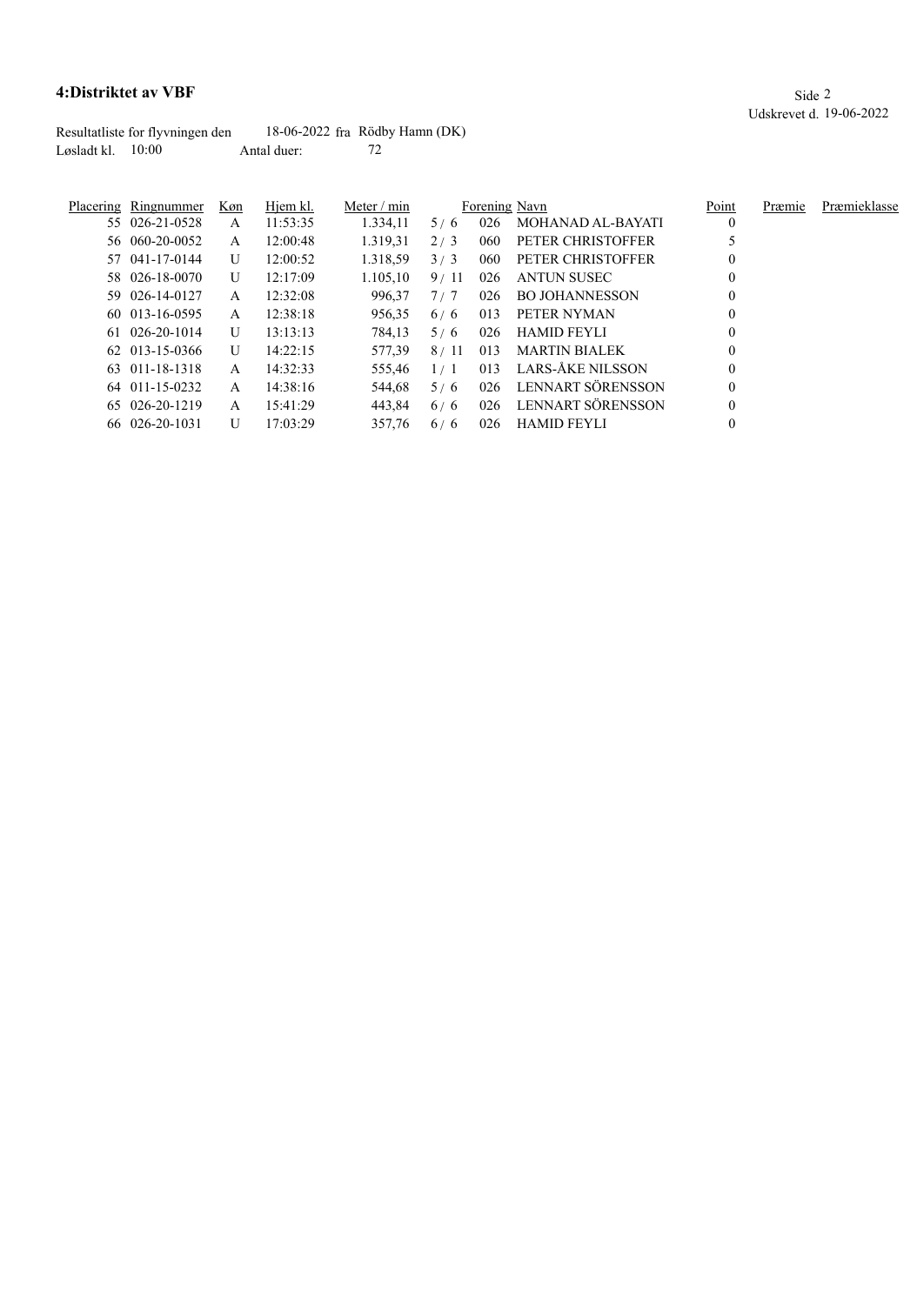**4:Distriktet av VBF**

Udskrevet d. 19-06-2022

Resultatliste for flyvningen den 18-06-2022 fra Rödby Hamn (DK)
Løsladt kl. 10:00 Antal duer: 72

| Placering | Ringnummer | Køn | Hjem kl. | Meter / min | | Forening | Navn | Point | Præmie | Præmieklasse |
|---|---|---|---|---|---|---|---|---|---|---|
| 55 | 026-21-0528 | A | 11:53:35 | 1.334,11 | 5 / 6 | 026 | MOHANAD AL-BAYATI | 0 | | |
| 56 | 060-20-0052 | A | 12:00:48 | 1.319,31 | 2 / 3 | 060 | PETER CHRISTOFFER | 5 | | |
| 57 | 041-17-0144 | U | 12:00:52 | 1.318,59 | 3 / 3 | 060 | PETER CHRISTOFFER | 0 | | |
| 58 | 026-18-0070 | U | 12:17:09 | 1.105,10 | 9 / 11 | 026 | ANTUN SUSEC | 0 | | |
| 59 | 026-14-0127 | A | 12:32:08 | 996,37 | 7 / 7 | 026 | BO JOHANNESSON | 0 | | |
| 60 | 013-16-0595 | A | 12:38:18 | 956,35 | 6 / 6 | 013 | PETER NYMAN | 0 | | |
| 61 | 026-20-1014 | U | 13:13:13 | 784,13 | 5 / 6 | 026 | HAMID FEYLI | 0 | | |
| 62 | 013-15-0366 | U | 14:22:15 | 577,39 | 8 / 11 | 013 | MARTIN BIALEK | 0 | | |
| 63 | 011-18-1318 | A | 14:32:33 | 555,46 | 1 / 1 | 013 | LARS-ÅKE NILSSON | 0 | | |
| 64 | 011-15-0232 | A | 14:38:16 | 544,68 | 5 / 6 | 026 | LENNART SÖRENSSON | 0 | | |
| 65 | 026-20-1219 | A | 15:41:29 | 443,84 | 6 / 6 | 026 | LENNART SÖRENSSON | 0 | | |
| 66 | 026-20-1031 | U | 17:03:29 | 357,76 | 6 / 6 | 026 | HAMID FEYLI | 0 | | |